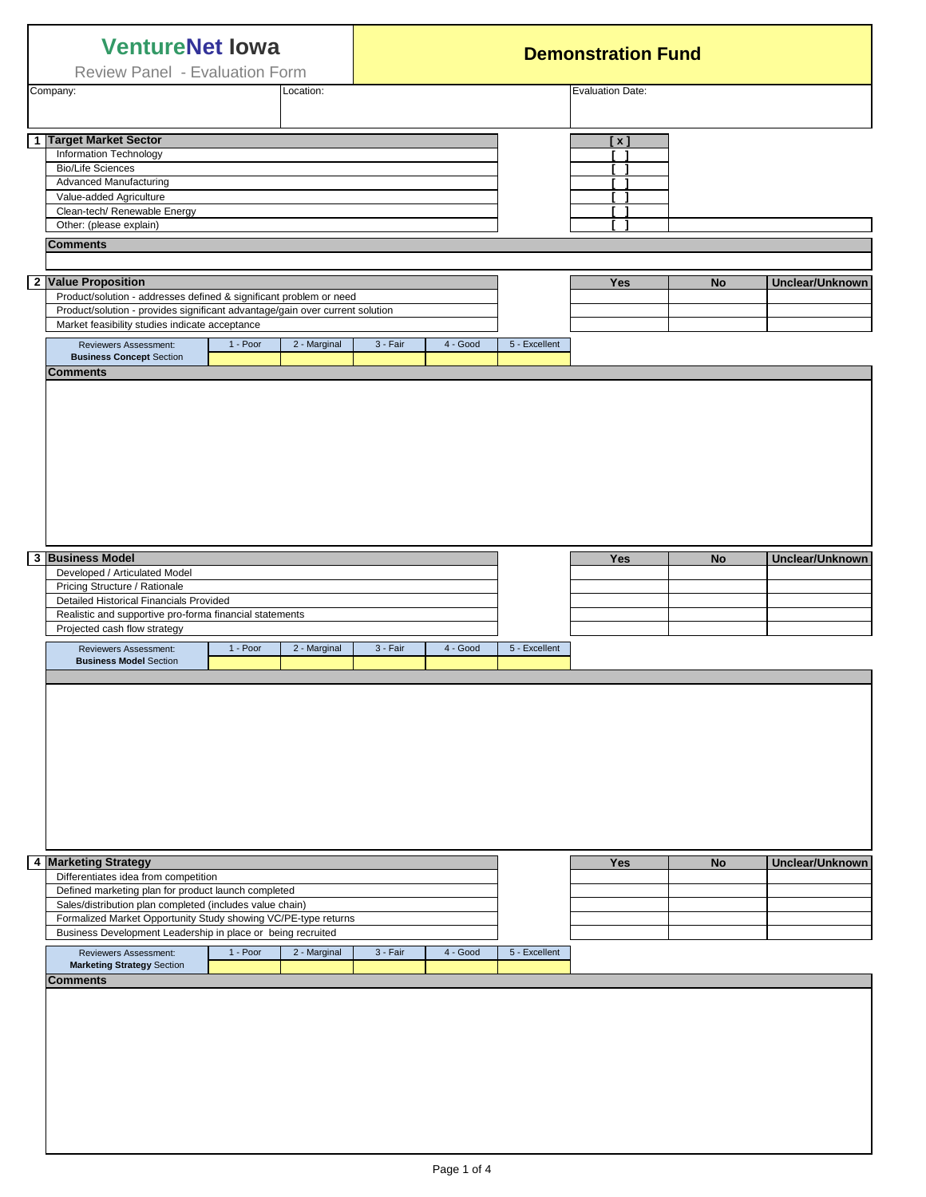# VentureNet Iowa

Review Panel - Evaluation Form

## Demonstration Fund

| Company: | Location: | Evaluation Date: |
|---|---|---|
| | | |

| 1 | Target Market Sector | [ x ] | |
|---|---|---|---|
| | Information Technology | [ ] | |
| | Bio/Life Sciences | [ ] | |
| | Advanced Manufacturing | [ ] | |
| | Value-added Agriculture | [ ] | |
| | Clean-tech/ Renewable Energy | [ ] | |
| | Other: (please explain) | [ ] | |

**Comments**

| 2 | Value Proposition | Yes | No | Unclear/Unknown |
|---|---|---|---|---|
| | Product/solution - addresses defined & significant problem or need | | | |
| | Product/solution - provides significant advantage/gain over current solution | | | |
| | Market feasibility studies indicate acceptance | | | |

| Reviewers Assessment: **Business Concept** Section | 1 - Poor | 2 - Marginal | 3 - Fair | 4 - Good | 5 - Excellent |
|---|---|---|---|---|---|
| | | | | | |

**Comments**

| 3 | Business Model | Yes | No | Unclear/Unknown |
|---|---|---|---|---|
| | Developed / Articulated Model | | | |
| | Pricing Structure / Rationale | | | |
| | Detailed Historical Financials Provided | | | |
| | Realistic and supportive pro-forma financial statements | | | |
| | Projected cash flow strategy | | | |

| Reviewers Assessment: **Business Model** Section | 1 - Poor | 2 - Marginal | 3 - Fair | 4 - Good | 5 - Excellent |
|---|---|---|---|---|---|
| | | | | | |

| 4 | Marketing Strategy | Yes | No | Unclear/Unknown |
|---|---|---|---|---|
| | Differentiates idea from competition | | | |
| | Defined marketing plan for product launch completed | | | |
| | Sales/distribution plan completed (includes value chain) | | | |
| | Formalized Market Opportunity Study showing VC/PE-type returns | | | |
| | Business Development Leadership in place or being recruited | | | |

| Reviewers Assessment: **Marketing Strategy** Section | 1 - Poor | 2 - Marginal | 3 - Fair | 4 - Good | 5 - Excellent |
|---|---|---|---|---|---|
| | | | | | |

**Comments**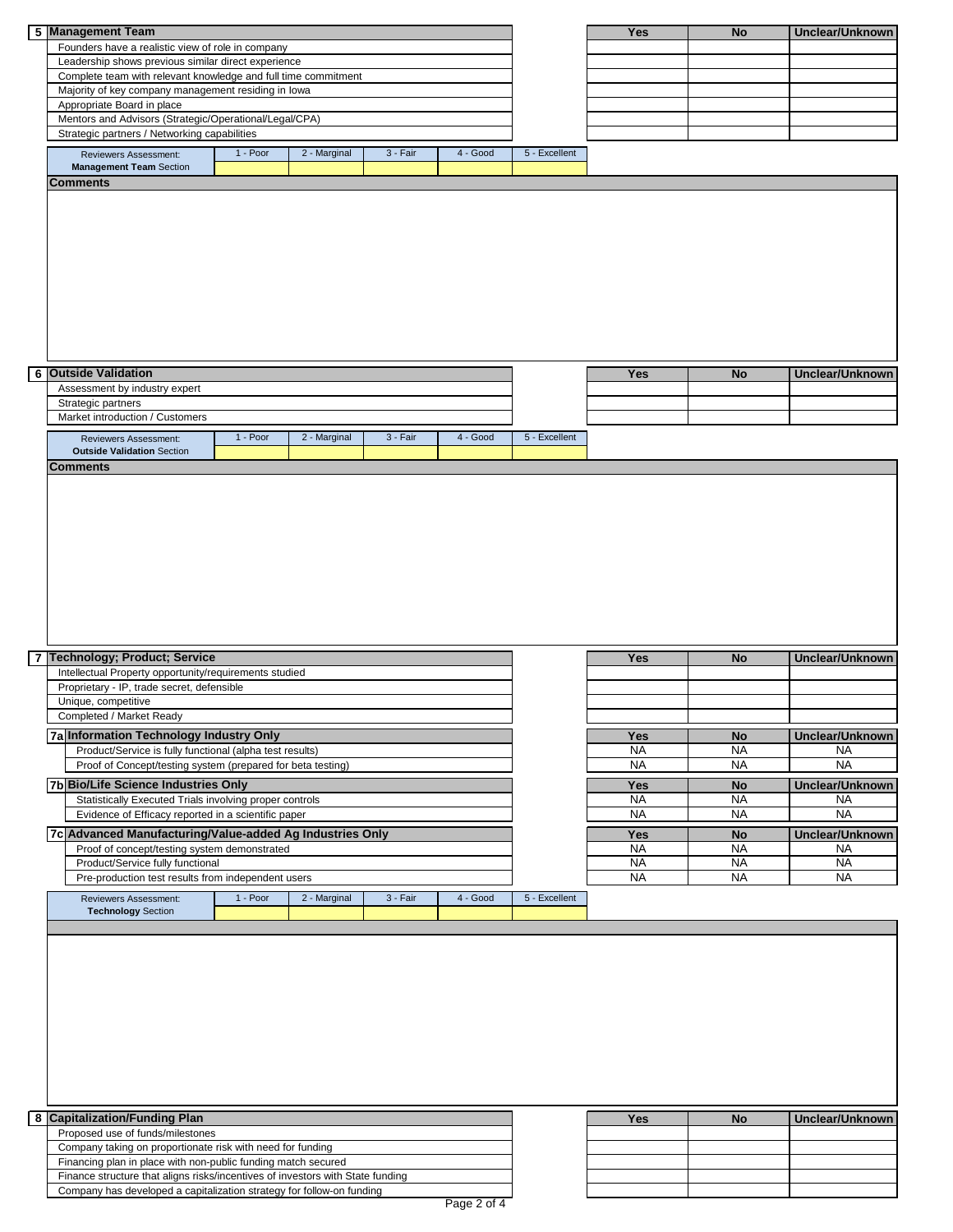## 5 Management Team

| Management Team | Yes | No | Unclear/Unknown |
|---|---|---|---|
| Founders have a realistic view of role in company | | | |
| Leadership shows previous similar direct experience | | | |
| Complete team with relevant knowledge and full time commitment | | | |
| Majority of key company management residing in Iowa | | | |
| Appropriate Board in place | | | |
| Mentors and Advisors (Strategic/Operational/Legal/CPA) | | | |
| Strategic partners / Networking capabilities | | | |

| Reviewers Assessment: **Management Team** Section | 1 - Poor | 2 - Marginal | 3 - Fair | 4 - Good | 5 - Excellent |
|---|---|---|---|---|---|
| | | | | | |

**Comments**

## 6 Outside Validation

| Outside Validation | Yes | No | Unclear/Unknown |
|---|---|---|---|
| Assessment by industry expert | | | |
| Strategic partners | | | |
| Market introduction / Customers | | | |

| Reviewers Assessment: **Outside Validation** Section | 1 - Poor | 2 - Marginal | 3 - Fair | 4 - Good | 5 - Excellent |
|---|---|---|---|---|---|
| | | | | | |

**Comments**

## 7 Technology; Product; Service

| Technology; Product; Service | Yes | No | Unclear/Unknown |
|---|---|---|---|
| Intellectual Property opportunity/requirements studied | | | |
| Proprietary - IP, trade secret, defensible | | | |
| Unique, competitive | | | |
| Completed / Market Ready | | | |

### 7a Information Technology Industry Only

| Information Technology Industry Only | Yes | No | Unclear/Unknown |
|---|---|---|---|
| Product/Service is fully functional (alpha test results) | NA | NA | NA |
| Proof of Concept/testing system (prepared for beta testing) | NA | NA | NA |

### 7b Bio/Life Science Industries Only

| Bio/Life Science Industries Only | Yes | No | Unclear/Unknown |
|---|---|---|---|
| Statistically Executed Trials involving proper controls | NA | NA | NA |
| Evidence of Efficacy reported in a scientific paper | NA | NA | NA |

### 7c Advanced Manufacturing/Value-added Ag Industries Only

| Advanced Manufacturing/Value-added Ag Industries Only | Yes | No | Unclear/Unknown |
|---|---|---|---|
| Proof of concept/testing system demonstrated | NA | NA | NA |
| Product/Service fully functional | NA | NA | NA |
| Pre-production test results from independent users | NA | NA | NA |

| Reviewers Assessment: **Technology** Section | 1 - Poor | 2 - Marginal | 3 - Fair | 4 - Good | 5 - Excellent |
|---|---|---|---|---|---|
| | | | | | |

## 8 Capitalization/Funding Plan

| Capitalization/Funding Plan | Yes | No | Unclear/Unknown |
|---|---|---|---|
| Proposed use of funds/milestones | | | |
| Company taking on proportionate risk with need for funding | | | |
| Financing plan in place with non-public funding match secured | | | |
| Finance structure that aligns risks/incentives of investors with State funding | | | |
| Company has developed a capitalization strategy for follow-on funding | | | |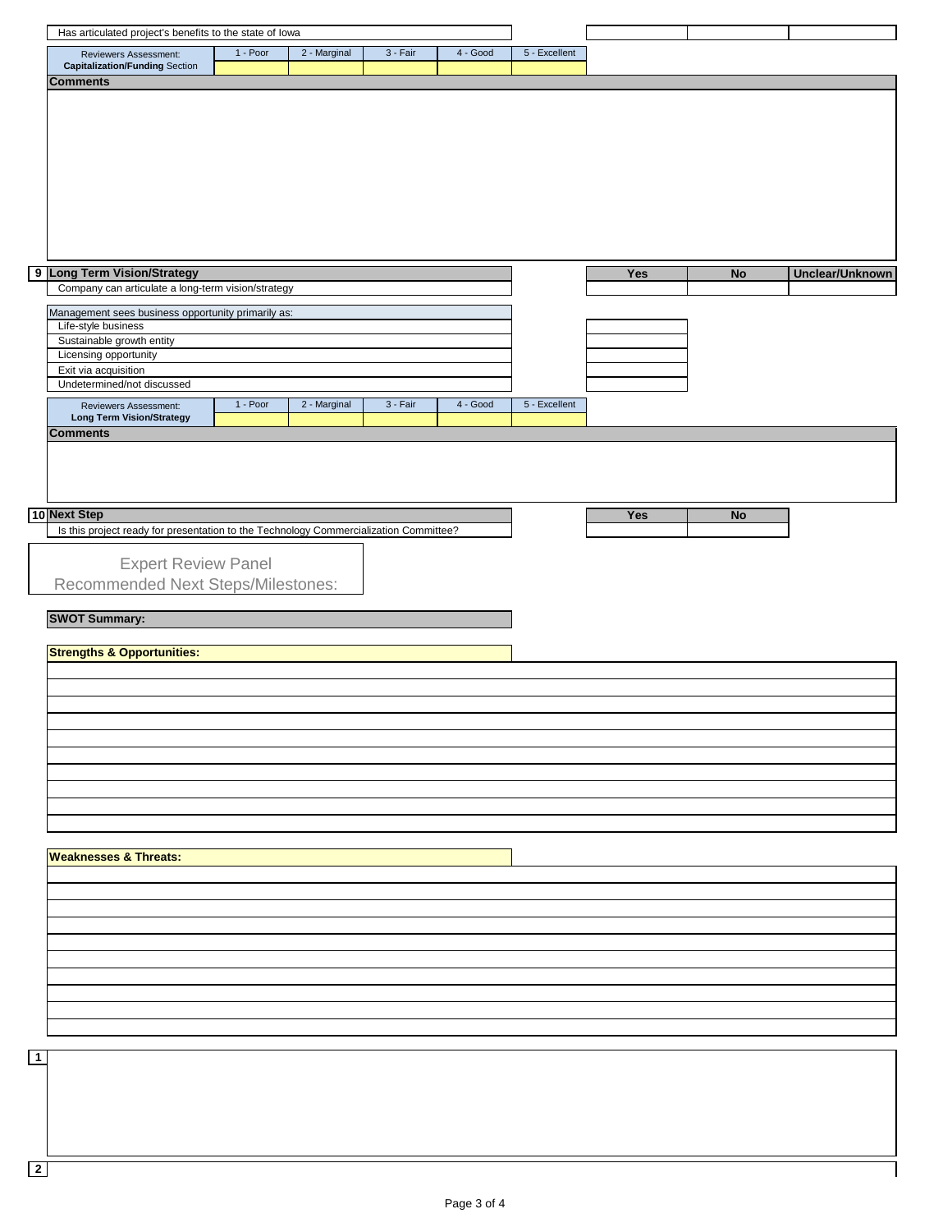| Has articulated project's benefits to the state of Iowa | | | |
|---|---|---|---|

| Reviewers Assessment: **Capitalization/Funding** Section | 1 - Poor | 2 - Marginal | 3 - Fair | 4 - Good | 5 - Excellent |
|---|---|---|---|---|---|
| | | | | | |

**Comments**

## 9 Long Term Vision/Strategy

| | Yes | No | Unclear/Unknown |
|---|---|---|---|
| Company can articulate a long-term vision/strategy | | | |

| Management sees business opportunity primarily as: | |
|---|---|
| Life-style business | |
| Sustainable growth entity | |
| Licensing opportunity | |
| Exit via acquisition | |
| Undetermined/not discussed | |

| Reviewers Assessment: **Long Term Vision/Strategy** | 1 - Poor | 2 - Marginal | 3 - Fair | 4 - Good | 5 - Excellent |
|---|---|---|---|---|---|
| | | | | | |

**Comments**

## 10 Next Step

| | Yes | No |
|---|---|---|
| Is this project ready for presentation to the Technology Commercialization Committee? | | |

Expert Review Panel
Recommended Next Steps/Milestones:

**SWOT Summary:**

**Strengths & Opportunities:**

**Weaknesses & Threats:**

1

2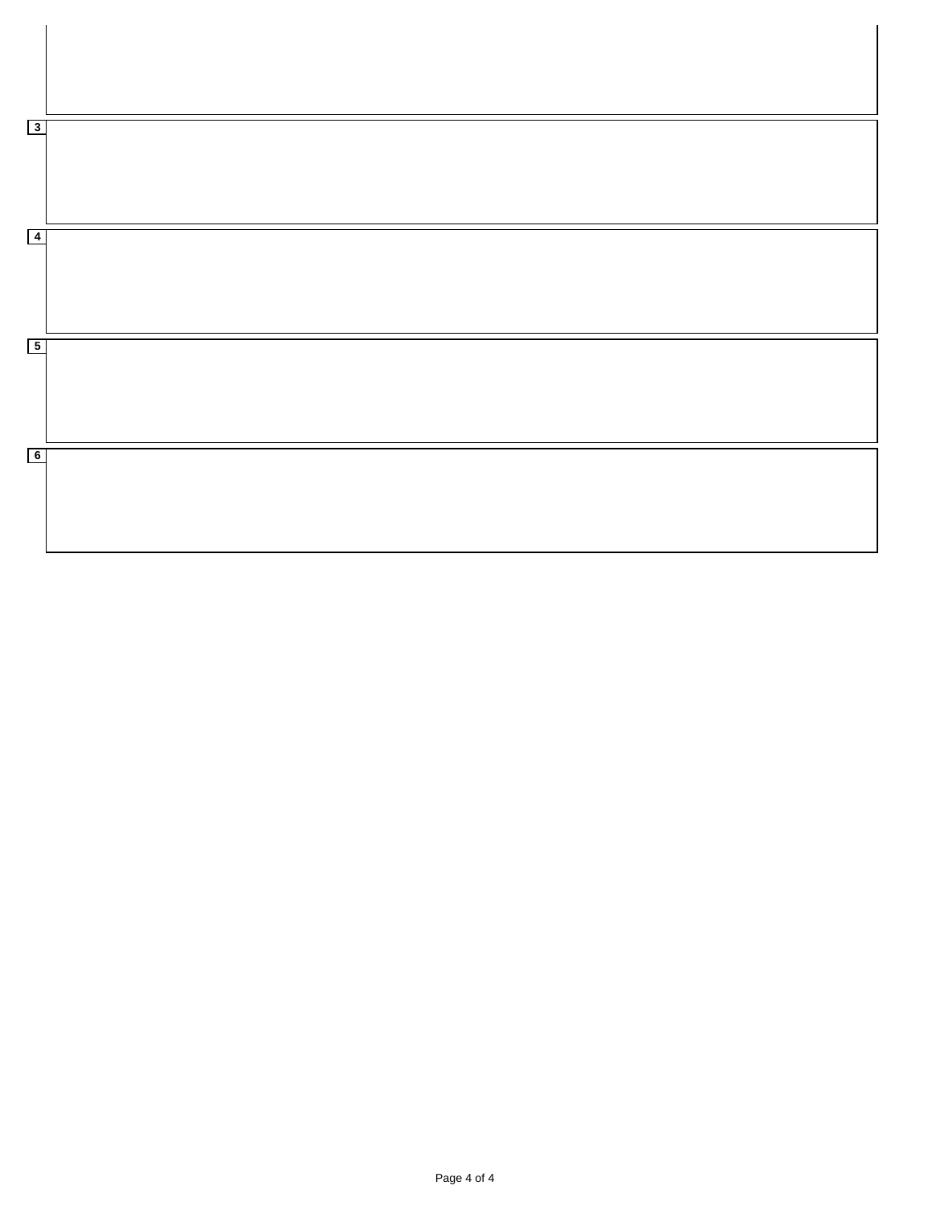3

4

5

6